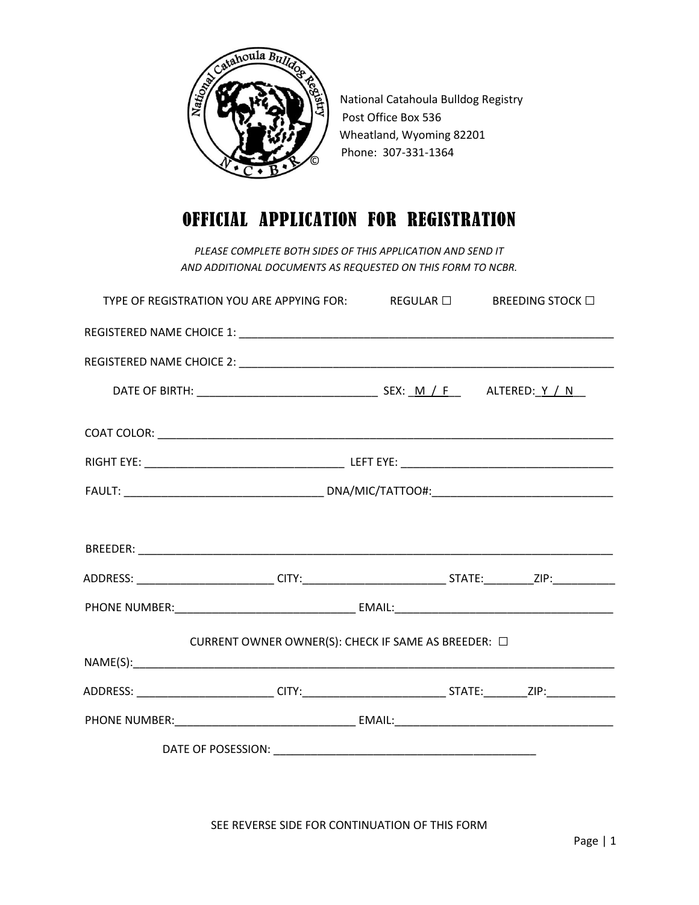National Catahoula Bulldog Registry
Post Office Box 536
Wheatland, Wyoming 82201
Phone: 307-331-1364

# OFFICIAL APPLICATION FOR REGISTRATION

*PLEASE COMPLETE BOTH SIDES OF THIS APPLICATION AND SEND IT AND ADDITIONAL DOCUMENTS AS REQUESTED ON THIS FORM TO NCBR.*

TYPE OF REGISTRATION YOU ARE APPYING FOR: REGULAR ☐ BREEDING STOCK ☐

REGISTERED NAME CHOICE 1: ______________________________________________________________

REGISTERED NAME CHOICE 2: ______________________________________________________________

DATE OF BIRTH: ____________________________ SEX: _M / F__ ALTERED: _Y / N__

COAT COLOR: ___________________________________________________________________________

RIGHT EYE: _______________________________ LEFT EYE: _________________________________

FAULT: _______________________________ DNA/MIC/TATTOO#:___________________________

BREEDER: ______________________________________________________________________________

ADDRESS: _____________________ CITY:______________________ STATE:________ZIP:__________

PHONE NUMBER:____________________________ EMAIL:_________________________________

CURRENT OWNER OWNER(S): CHECK IF SAME AS BREEDER: ☐

NAME(S):_______________________________________________________________________________

ADDRESS: _____________________ CITY:______________________ STATE:_______ZIP:___________

PHONE NUMBER:____________________________ EMAIL:_________________________________

DATE OF POSESSION: ________________________________________

SEE REVERSE SIDE FOR CONTINUATION OF THIS FORM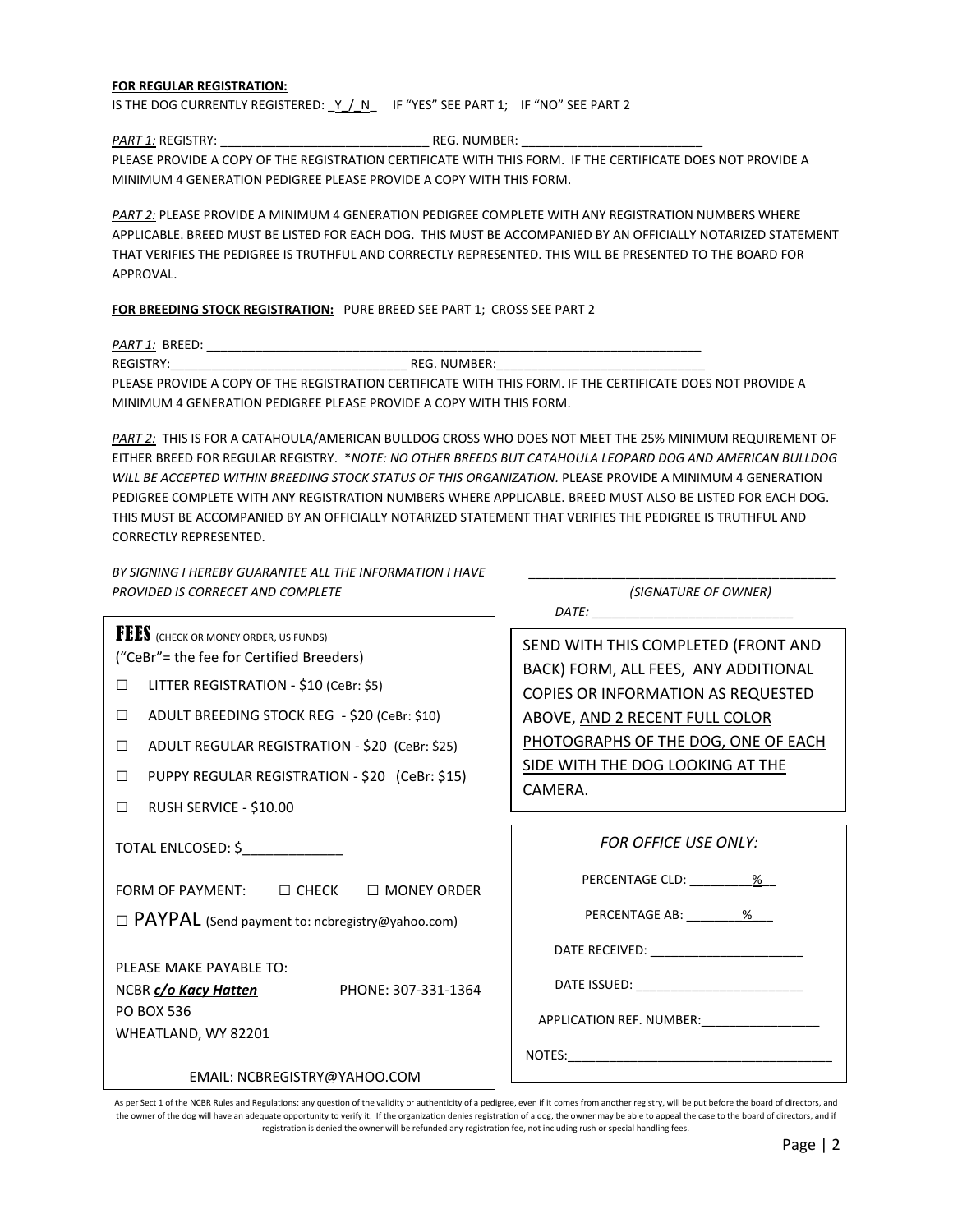**FOR REGULAR REGISTRATION:**

IS THE DOG CURRENTLY REGISTERED: _Y_/_N_ IF "YES" SEE PART 1; IF "NO" SEE PART 2

*PART 1:* REGISTRY: ______________________________ REG. NUMBER: __________________________

PLEASE PROVIDE A COPY OF THE REGISTRATION CERTIFICATE WITH THIS FORM. IF THE CERTIFICATE DOES NOT PROVIDE A MINIMUM 4 GENERATION PEDIGREE PLEASE PROVIDE A COPY WITH THIS FORM.

*PART 2:* PLEASE PROVIDE A MINIMUM 4 GENERATION PEDIGREE COMPLETE WITH ANY REGISTRATION NUMBERS WHERE APPLICABLE. BREED MUST BE LISTED FOR EACH DOG. THIS MUST BE ACCOMPANIED BY AN OFFICIALLY NOTARIZED STATEMENT THAT VERIFIES THE PEDIGREE IS TRUTHFUL AND CORRECTLY REPRESENTED. THIS WILL BE PRESENTED TO THE BOARD FOR APPROVAL.

**FOR BREEDING STOCK REGISTRATION:** PURE BREED SEE PART 1; CROSS SEE PART 2

*PART 1:* BREED: ___________________________________________________________________________

REGISTRY:__________________________________ REG. NUMBER:______________________________

PLEASE PROVIDE A COPY OF THE REGISTRATION CERTIFICATE WITH THIS FORM. IF THE CERTIFICATE DOES NOT PROVIDE A MINIMUM 4 GENERATION PEDIGREE PLEASE PROVIDE A COPY WITH THIS FORM.

*PART 2:* THIS IS FOR A CATAHOULA/AMERICAN BULLDOG CROSS WHO DOES NOT MEET THE 25% MINIMUM REQUIREMENT OF EITHER BREED FOR REGULAR REGISTRY. \**NOTE: NO OTHER BREEDS BUT CATAHOULA LEOPARD DOG AND AMERICAN BULLDOG WILL BE ACCEPTED WITHIN BREEDING STOCK STATUS OF THIS ORGANIZATION.* PLEASE PROVIDE A MINIMUM 4 GENERATION PEDIGREE COMPLETE WITH ANY REGISTRATION NUMBERS WHERE APPLICABLE. BREED MUST ALSO BE LISTED FOR EACH DOG. THIS MUST BE ACCOMPANIED BY AN OFFICIALLY NOTARIZED STATEMENT THAT VERIFIES THE PEDIGREE IS TRUTHFUL AND CORRECTLY REPRESENTED.

*BY SIGNING I HEREBY GUARANTEE ALL THE INFORMATION I HAVE PROVIDED IS CORRECET AND COMPLETE*

_____________________________________________
*(SIGNATURE OF OWNER)*

*DATE:* ____________________________

**FEES** (CHECK OR MONEY ORDER, US FUNDS)

("CeBr"= the fee for Certified Breeders)

- ☐ LITTER REGISTRATION - $10 (CeBr: $5)
- ☐ ADULT BREEDING STOCK REG - $20 (CeBr: $10)
- ☐ ADULT REGULAR REGISTRATION - $20 (CeBr: $25)
- ☐ PUPPY REGULAR REGISTRATION - $20 (CeBr: $15)
- ☐ RUSH SERVICE - $10.00

TOTAL ENLCOSED: $_____________

FORM OF PAYMENT: ☐ CHECK ☐ MONEY ORDER

☐ PAYPAL (Send payment to: ncbregistry@yahoo.com)

PLEASE MAKE PAYABLE TO:

NCBR ***c/o Kacy Hatten*** PHONE: 307-331-1364

PO BOX 536

WHEATLAND, WY 82201

EMAIL: NCBREGISTRY@YAHOO.COM

SEND WITH THIS COMPLETED (FRONT AND BACK) FORM, ALL FEES, ANY ADDITIONAL COPIES OR INFORMATION AS REQUESTED ABOVE, AND 2 RECENT FULL COLOR PHOTOGRAPHS OF THE DOG, ONE OF EACH SIDE WITH THE DOG LOOKING AT THE CAMERA.

*FOR OFFICE USE ONLY:*

PERCENTAGE CLD: _________%__

PERCENTAGE AB: ________%___

DATE RECEIVED: ______________________

DATE ISSUED: ________________________

APPLICATION REF. NUMBER:________________

NOTES:______________________________________

As per Sect 1 of the NCBR Rules and Regulations: any question of the validity or authenticity of a pedigree, even if it comes from another registry, will be put before the board of directors, and the owner of the dog will have an adequate opportunity to verify it. If the organization denies registration of a dog, the owner may be able to appeal the case to the board of directors, and if registration is denied the owner will be refunded any registration fee, not including rush or special handling fees.